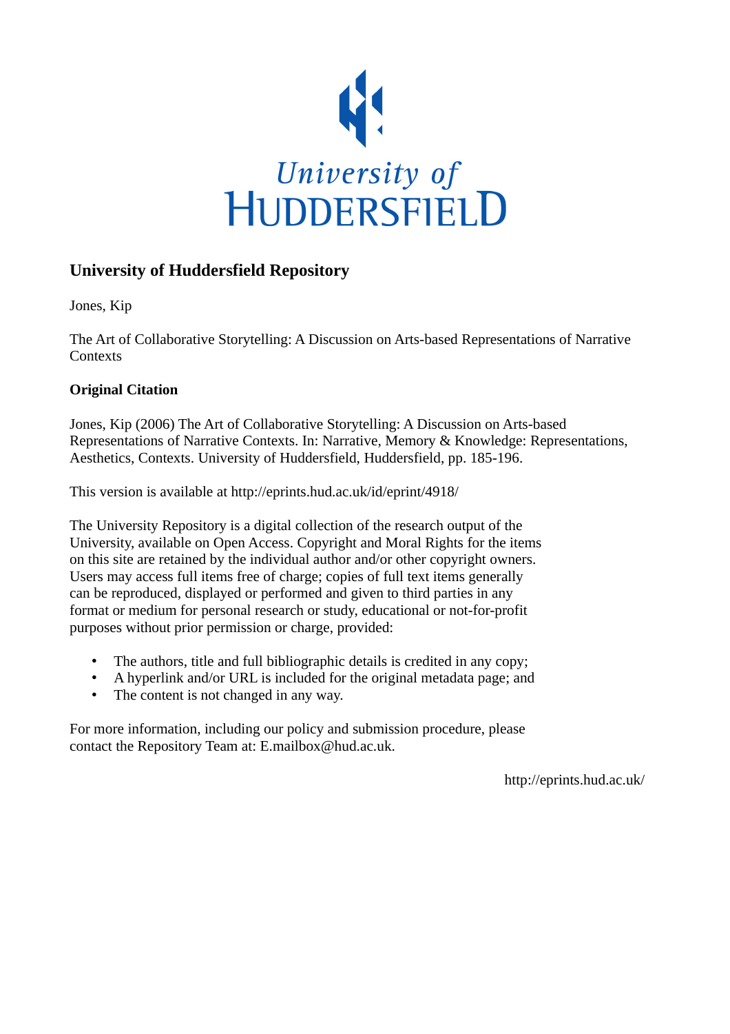University of HUDDERSFIELD

## University of Huddersfield Repository

Jones, Kip

The Art of Collaborative Storytelling: A Discussion on Arts-based Representations of Narrative Contexts

### Original Citation

Jones, Kip (2006) The Art of Collaborative Storytelling: A Discussion on Arts-based Representations of Narrative Contexts. In: Narrative, Memory & Knowledge: Representations, Aesthetics, Contexts. University of Huddersfield, Huddersfield, pp. 185-196.

This version is available at http://eprints.hud.ac.uk/id/eprint/4918/

The University Repository is a digital collection of the research output of the University, available on Open Access. Copyright and Moral Rights for the items on this site are retained by the individual author and/or other copyright owners. Users may access full items free of charge; copies of full text items generally can be reproduced, displayed or performed and given to third parties in any format or medium for personal research or study, educational or not-for-profit purposes without prior permission or charge, provided:

- The authors, title and full bibliographic details is credited in any copy;
- A hyperlink and/or URL is included for the original metadata page; and
- The content is not changed in any way.

For more information, including our policy and submission procedure, please contact the Repository Team at: E.mailbox@hud.ac.uk.

http://eprints.hud.ac.uk/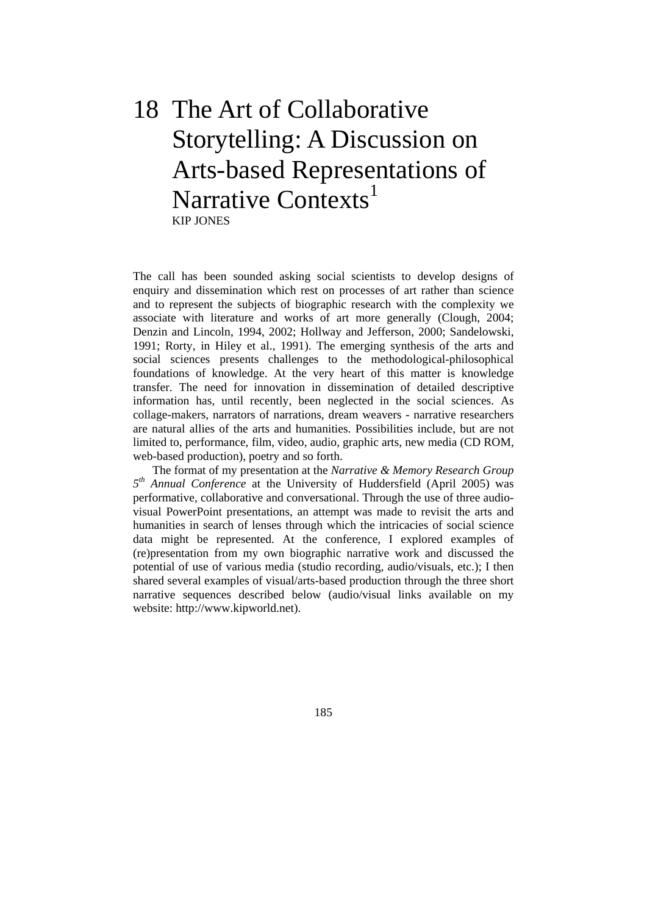# 18 The Art of Collaborative Storytelling: A Discussion on Arts-based Representations of Narrative Contexts[1]

KIP JONES

The call has been sounded asking social scientists to develop designs of enquiry and dissemination which rest on processes of art rather than science and to represent the subjects of biographic research with the complexity we associate with literature and works of art more generally (Clough, 2004; Denzin and Lincoln, 1994, 2002; Hollway and Jefferson, 2000; Sandelowski, 1991; Rorty, in Hiley et al., 1991). The emerging synthesis of the arts and social sciences presents challenges to the methodological-philosophical foundations of knowledge. At the very heart of this matter is knowledge transfer. The need for innovation in dissemination of detailed descriptive information has, until recently, been neglected in the social sciences. As collage-makers, narrators of narrations, dream weavers - narrative researchers are natural allies of the arts and humanities. Possibilities include, but are not limited to, performance, film, video, audio, graphic arts, new media (CD ROM, web-based production), poetry and so forth.

The format of my presentation at the *Narrative & Memory Research Group 5th Annual Conference* at the University of Huddersfield (April 2005) was performative, collaborative and conversational. Through the use of three audio-visual PowerPoint presentations, an attempt was made to revisit the arts and humanities in search of lenses through which the intricacies of social science data might be represented. At the conference, I explored examples of (re)presentation from my own biographic narrative work and discussed the potential of use of various media (studio recording, audio/visuals, etc.); I then shared several examples of visual/arts-based production through the three short narrative sequences described below (audio/visual links available on my website: http://www.kipworld.net).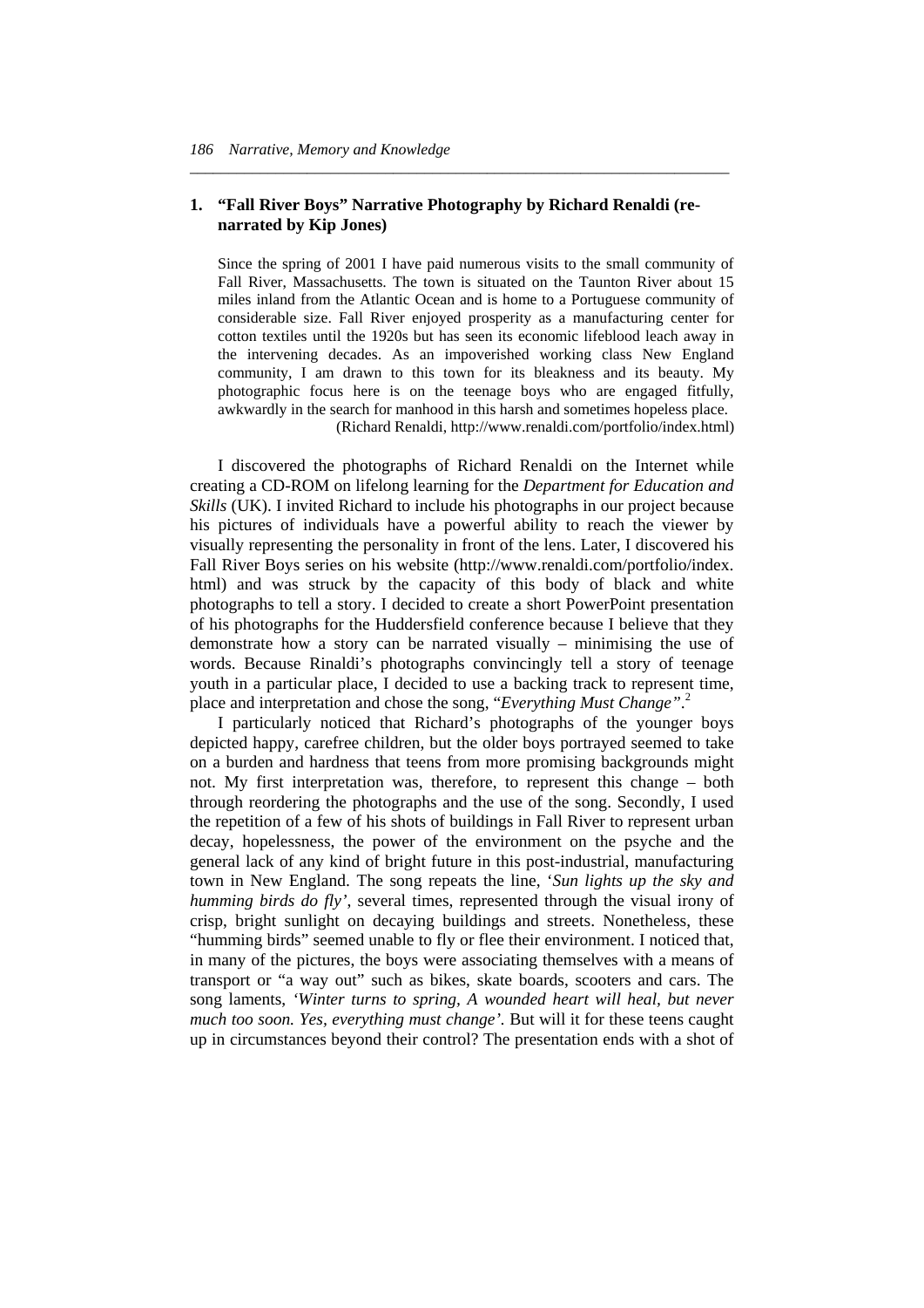## 1. "Fall River Boys" Narrative Photography by Richard Renaldi (re-narrated by Kip Jones)

> Since the spring of 2001 I have paid numerous visits to the small community of Fall River, Massachusetts. The town is situated on the Taunton River about 15 miles inland from the Atlantic Ocean and is home to a Portuguese community of considerable size. Fall River enjoyed prosperity as a manufacturing center for cotton textiles until the 1920s but has seen its economic lifeblood leach away in the intervening decades. As an impoverished working class New England community, I am drawn to this town for its bleakness and its beauty. My photographic focus here is on the teenage boys who are engaged fitfully, awkwardly in the search for manhood in this harsh and sometimes hopeless place.
>
> (Richard Renaldi, http://www.renaldi.com/portfolio/index.html)

I discovered the photographs of Richard Renaldi on the Internet while creating a CD-ROM on lifelong learning for the *Department for Education and Skills* (UK). I invited Richard to include his photographs in our project because his pictures of individuals have a powerful ability to reach the viewer by visually representing the personality in front of the lens. Later, I discovered his Fall River Boys series on his website (http://www.renaldi.com/portfolio/index.html) and was struck by the capacity of this body of black and white photographs to tell a story. I decided to create a short PowerPoint presentation of his photographs for the Huddersfield conference because I believe that they demonstrate how a story can be narrated visually – minimising the use of words. Because Rinaldi's photographs convincingly tell a story of teenage youth in a particular place, I decided to use a backing track to represent time, place and interpretation and chose the song, "*Everything Must Change"*.[2]

I particularly noticed that Richard's photographs of the younger boys depicted happy, carefree children, but the older boys portrayed seemed to take on a burden and hardness that teens from more promising backgrounds might not. My first interpretation was, therefore, to represent this change – both through reordering the photographs and the use of the song. Secondly, I used the repetition of a few of his shots of buildings in Fall River to represent urban decay, hopelessness, the power of the environment on the psyche and the general lack of any kind of bright future in this post-industrial, manufacturing town in New England. The song repeats the line, '*Sun lights up the sky and humming birds do fly'*, several times, represented through the visual irony of crisp, bright sunlight on decaying buildings and streets. Nonetheless, these "humming birds" seemed unable to fly or flee their environment. I noticed that, in many of the pictures, the boys were associating themselves with a means of transport or "a way out" such as bikes, skate boards, scooters and cars. The song laments, '*Winter turns to spring, A wounded heart will heal, but never much too soon. Yes, everything must change'*. But will it for these teens caught up in circumstances beyond their control? The presentation ends with a shot of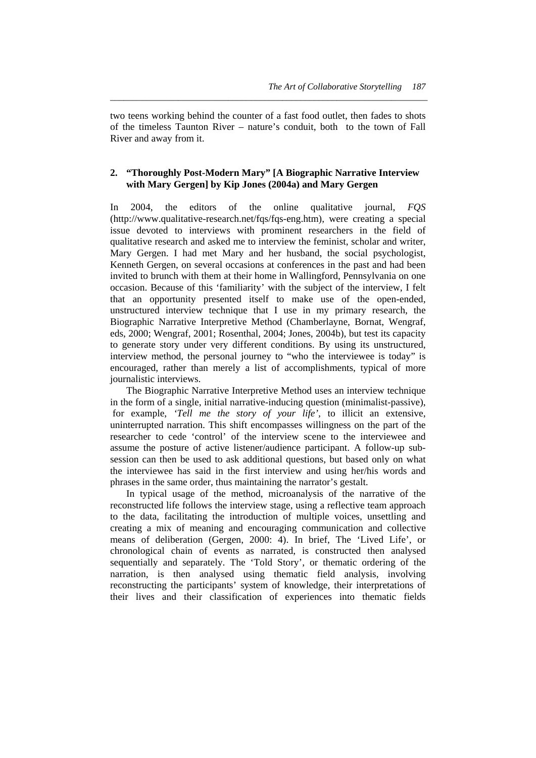two teens working behind the counter of a fast food outlet, then fades to shots of the timeless Taunton River – nature's conduit, both to the town of Fall River and away from it.

## 2. "Thoroughly Post-Modern Mary" [A Biographic Narrative Interview with Mary Gergen] by Kip Jones (2004a) and Mary Gergen

In 2004, the editors of the online qualitative journal, *FQS* (http://www.qualitative-research.net/fqs/fqs-eng.htm), were creating a special issue devoted to interviews with prominent researchers in the field of qualitative research and asked me to interview the feminist, scholar and writer, Mary Gergen. I had met Mary and her husband, the social psychologist, Kenneth Gergen, on several occasions at conferences in the past and had been invited to brunch with them at their home in Wallingford, Pennsylvania on one occasion. Because of this 'familiarity' with the subject of the interview, I felt that an opportunity presented itself to make use of the open-ended, unstructured interview technique that I use in my primary research, the Biographic Narrative Interpretive Method (Chamberlayne, Bornat, Wengraf, eds, 2000; Wengraf, 2001; Rosenthal, 2004; Jones, 2004b), but test its capacity to generate story under very different conditions. By using its unstructured, interview method, the personal journey to "who the interviewee is today" is encouraged, rather than merely a list of accomplishments, typical of more journalistic interviews.

The Biographic Narrative Interpretive Method uses an interview technique in the form of a single, initial narrative-inducing question (minimalist-passive), for example, '*Tell me the story of your life*', to illicit an extensive, uninterrupted narration. This shift encompasses willingness on the part of the researcher to cede 'control' of the interview scene to the interviewee and assume the posture of active listener/audience participant. A follow-up sub-session can then be used to ask additional questions, but based only on what the interviewee has said in the first interview and using her/his words and phrases in the same order, thus maintaining the narrator's gestalt.

In typical usage of the method, microanalysis of the narrative of the reconstructed life follows the interview stage, using a reflective team approach to the data, facilitating the introduction of multiple voices, unsettling and creating a mix of meaning and encouraging communication and collective means of deliberation (Gergen, 2000: 4). In brief, The 'Lived Life', or chronological chain of events as narrated, is constructed then analysed sequentially and separately. The 'Told Story', or thematic ordering of the narration, is then analysed using thematic field analysis, involving reconstructing the participants' system of knowledge, their interpretations of their lives and their classification of experiences into thematic fields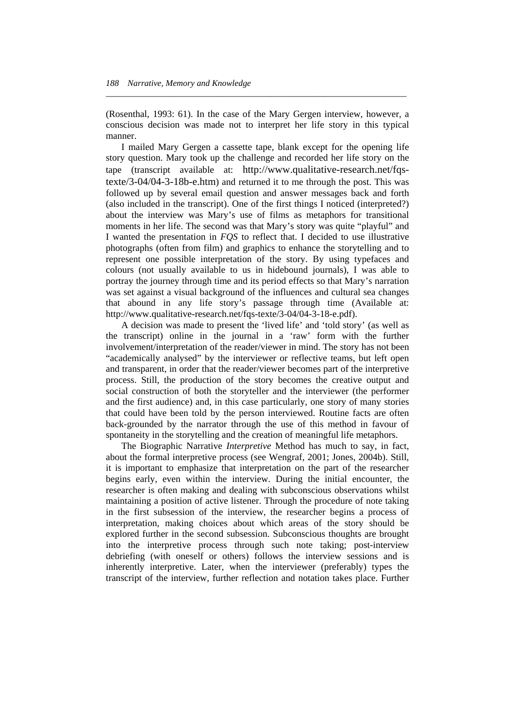(Rosenthal, 1993: 61). In the case of the Mary Gergen interview, however, a conscious decision was made not to interpret her life story in this typical manner.

I mailed Mary Gergen a cassette tape, blank except for the opening life story question. Mary took up the challenge and recorded her life story on the tape (transcript available at: http://www.qualitative-research.net/fqs-texte/3-04/04-3-18b-e.htm) and returned it to me through the post. This was followed up by several email question and answer messages back and forth (also included in the transcript). One of the first things I noticed (interpreted?) about the interview was Mary's use of films as metaphors for transitional moments in her life. The second was that Mary's story was quite "playful" and I wanted the presentation in *FQS* to reflect that. I decided to use illustrative photographs (often from film) and graphics to enhance the storytelling and to represent one possible interpretation of the story. By using typefaces and colours (not usually available to us in hidebound journals), I was able to portray the journey through time and its period effects so that Mary's narration was set against a visual background of the influences and cultural sea changes that abound in any life story's passage through time (Available at: http://www.qualitative-research.net/fqs-texte/3-04/04-3-18-e.pdf).

A decision was made to present the 'lived life' and 'told story' (as well as the transcript) online in the journal in a 'raw' form with the further involvement/interpretation of the reader/viewer in mind. The story has not been "academically analysed" by the interviewer or reflective teams, but left open and transparent, in order that the reader/viewer becomes part of the interpretive process. Still, the production of the story becomes the creative output and social construction of both the storyteller and the interviewer (the performer and the first audience) and, in this case particularly, one story of many stories that could have been told by the person interviewed. Routine facts are often back-grounded by the narrator through the use of this method in favour of spontaneity in the storytelling and the creation of meaningful life metaphors.

The Biographic Narrative *Interpretive* Method has much to say, in fact, about the formal interpretive process (see Wengraf, 2001; Jones, 2004b). Still, it is important to emphasize that interpretation on the part of the researcher begins early, even within the interview. During the initial encounter, the researcher is often making and dealing with subconscious observations whilst maintaining a position of active listener. Through the procedure of note taking in the first subsession of the interview, the researcher begins a process of interpretation, making choices about which areas of the story should be explored further in the second subsession. Subconscious thoughts are brought into the interpretive process through such note taking; post-interview debriefing (with oneself or others) follows the interview sessions and is inherently interpretive. Later, when the interviewer (preferably) types the transcript of the interview, further reflection and notation takes place. Further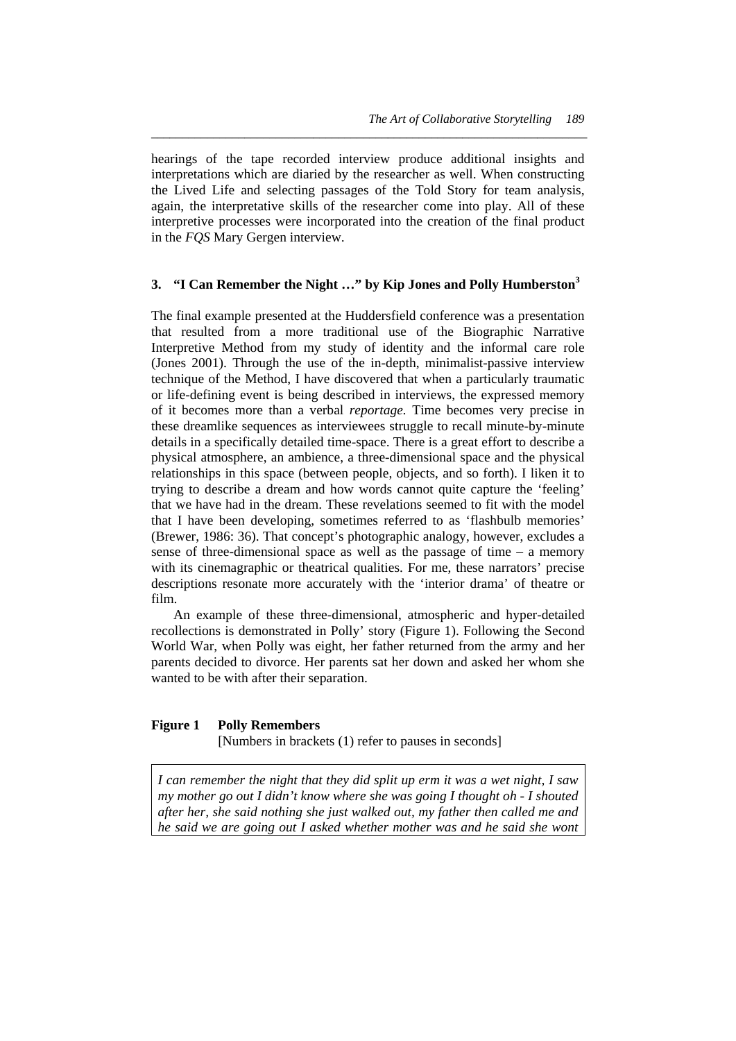hearings of the tape recorded interview produce additional insights and interpretations which are diaried by the researcher as well. When constructing the Lived Life and selecting passages of the Told Story for team analysis, again, the interpretative skills of the researcher come into play. All of these interpretive processes were incorporated into the creation of the final product in the *FQS* Mary Gergen interview.

## 3. "I Can Remember the Night …" by Kip Jones and Polly Humberston[3]

The final example presented at the Huddersfield conference was a presentation that resulted from a more traditional use of the Biographic Narrative Interpretive Method from my study of identity and the informal care role (Jones 2001). Through the use of the in-depth, minimalist-passive interview technique of the Method, I have discovered that when a particularly traumatic or life-defining event is being described in interviews, the expressed memory of it becomes more than a verbal *reportage.* Time becomes very precise in these dreamlike sequences as interviewees struggle to recall minute-by-minute details in a specifically detailed time-space. There is a great effort to describe a physical atmosphere, an ambience, a three-dimensional space and the physical relationships in this space (between people, objects, and so forth). I liken it to trying to describe a dream and how words cannot quite capture the 'feeling' that we have had in the dream. These revelations seemed to fit with the model that I have been developing, sometimes referred to as 'flashbulb memories' (Brewer, 1986: 36). That concept's photographic analogy, however, excludes a sense of three-dimensional space as well as the passage of time – a memory with its cinemagraphic or theatrical qualities. For me, these narrators' precise descriptions resonate more accurately with the 'interior drama' of theatre or film.

An example of these three-dimensional, atmospheric and hyper-detailed recollections is demonstrated in Polly' story (Figure 1). Following the Second World War, when Polly was eight, her father returned from the army and her parents decided to divorce. Her parents sat her down and asked her whom she wanted to be with after their separation.

**Figure 1 Polly Remembers**
[Numbers in brackets (1) refer to pauses in seconds]

*I can remember the night that they did split up erm it was a wet night, I saw my mother go out I didn't know where she was going I thought oh - I shouted after her, she said nothing she just walked out, my father then called me and he said we are going out I asked whether mother was and he said she wont*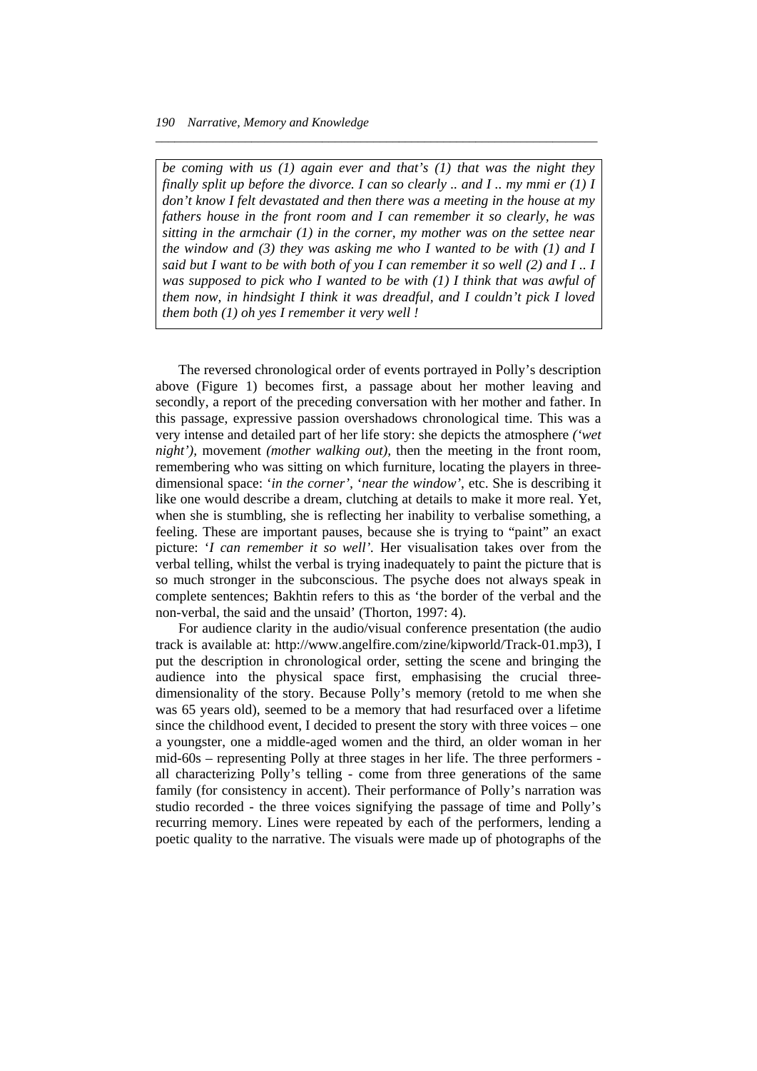> *be coming with us (1) again ever and that's (1) that was the night they finally split up before the divorce. I can so clearly .. and I .. my mmi er (1) I don't know I felt devastated and then there was a meeting in the house at my fathers house in the front room and I can remember it so clearly, he was sitting in the armchair (1) in the corner, my mother was on the settee near the window and (3) they was asking me who I wanted to be with (1) and I said but I want to be with both of you I can remember it so well (2) and I .. I was supposed to pick who I wanted to be with (1) I think that was awful of them now, in hindsight I think it was dreadful, and I couldn't pick I loved them both (1) oh yes I remember it very well !*

The reversed chronological order of events portrayed in Polly's description above (Figure 1) becomes first, a passage about her mother leaving and secondly, a report of the preceding conversation with her mother and father. In this passage, expressive passion overshadows chronological time. This was a very intense and detailed part of her life story: she depicts the atmosphere *('wet night')*, movement *(mother walking out)*, then the meeting in the front room, remembering who was sitting on which furniture, locating the players in three-dimensional space: '*in the corner'*, '*near the window'*, etc. She is describing it like one would describe a dream, clutching at details to make it more real. Yet, when she is stumbling, she is reflecting her inability to verbalise something, a feeling. These are important pauses, because she is trying to "paint" an exact picture: '*I can remember it so well'*. Her visualisation takes over from the verbal telling, whilst the verbal is trying inadequately to paint the picture that is so much stronger in the subconscious. The psyche does not always speak in complete sentences; Bakhtin refers to this as 'the border of the verbal and the non-verbal, the said and the unsaid' (Thorton, 1997: 4).

For audience clarity in the audio/visual conference presentation (the audio track is available at: http://www.angelfire.com/zine/kipworld/Track-01.mp3), I put the description in chronological order, setting the scene and bringing the audience into the physical space first, emphasising the crucial three-dimensionality of the story. Because Polly's memory (retold to me when she was 65 years old), seemed to be a memory that had resurfaced over a lifetime since the childhood event, I decided to present the story with three voices – one a youngster, one a middle-aged women and the third, an older woman in her mid-60s – representing Polly at three stages in her life. The three performers - all characterizing Polly's telling - come from three generations of the same family (for consistency in accent). Their performance of Polly's narration was studio recorded - the three voices signifying the passage of time and Polly's recurring memory. Lines were repeated by each of the performers, lending a poetic quality to the narrative. The visuals were made up of photographs of the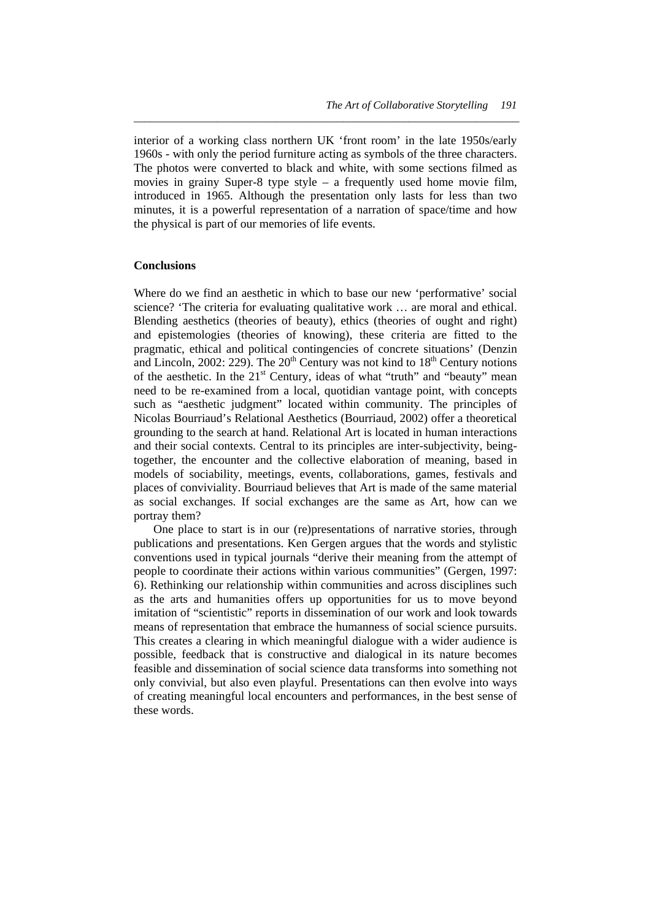interior of a working class northern UK 'front room' in the late 1950s/early 1960s - with only the period furniture acting as symbols of the three characters. The photos were converted to black and white, with some sections filmed as movies in grainy Super-8 type style – a frequently used home movie film, introduced in 1965. Although the presentation only lasts for less than two minutes, it is a powerful representation of a narration of space/time and how the physical is part of our memories of life events.

## Conclusions

Where do we find an aesthetic in which to base our new 'performative' social science? 'The criteria for evaluating qualitative work … are moral and ethical. Blending aesthetics (theories of beauty), ethics (theories of ought and right) and epistemologies (theories of knowing), these criteria are fitted to the pragmatic, ethical and political contingencies of concrete situations' (Denzin and Lincoln, 2002: 229). The 20th Century was not kind to 18th Century notions of the aesthetic. In the 21st Century, ideas of what "truth" and "beauty" mean need to be re-examined from a local, quotidian vantage point, with concepts such as "aesthetic judgment" located within community. The principles of Nicolas Bourriaud's Relational Aesthetics (Bourriaud, 2002) offer a theoretical grounding to the search at hand. Relational Art is located in human interactions and their social contexts. Central to its principles are inter-subjectivity, being-together, the encounter and the collective elaboration of meaning, based in models of sociability, meetings, events, collaborations, games, festivals and places of conviviality. Bourriaud believes that Art is made of the same material as social exchanges. If social exchanges are the same as Art, how can we portray them?

One place to start is in our (re)presentations of narrative stories, through publications and presentations. Ken Gergen argues that the words and stylistic conventions used in typical journals "derive their meaning from the attempt of people to coordinate their actions within various communities" (Gergen, 1997: 6). Rethinking our relationship within communities and across disciplines such as the arts and humanities offers up opportunities for us to move beyond imitation of "scientistic" reports in dissemination of our work and look towards means of representation that embrace the humanness of social science pursuits. This creates a clearing in which meaningful dialogue with a wider audience is possible, feedback that is constructive and dialogical in its nature becomes feasible and dissemination of social science data transforms into something not only convivial, but also even playful. Presentations can then evolve into ways of creating meaningful local encounters and performances, in the best sense of these words.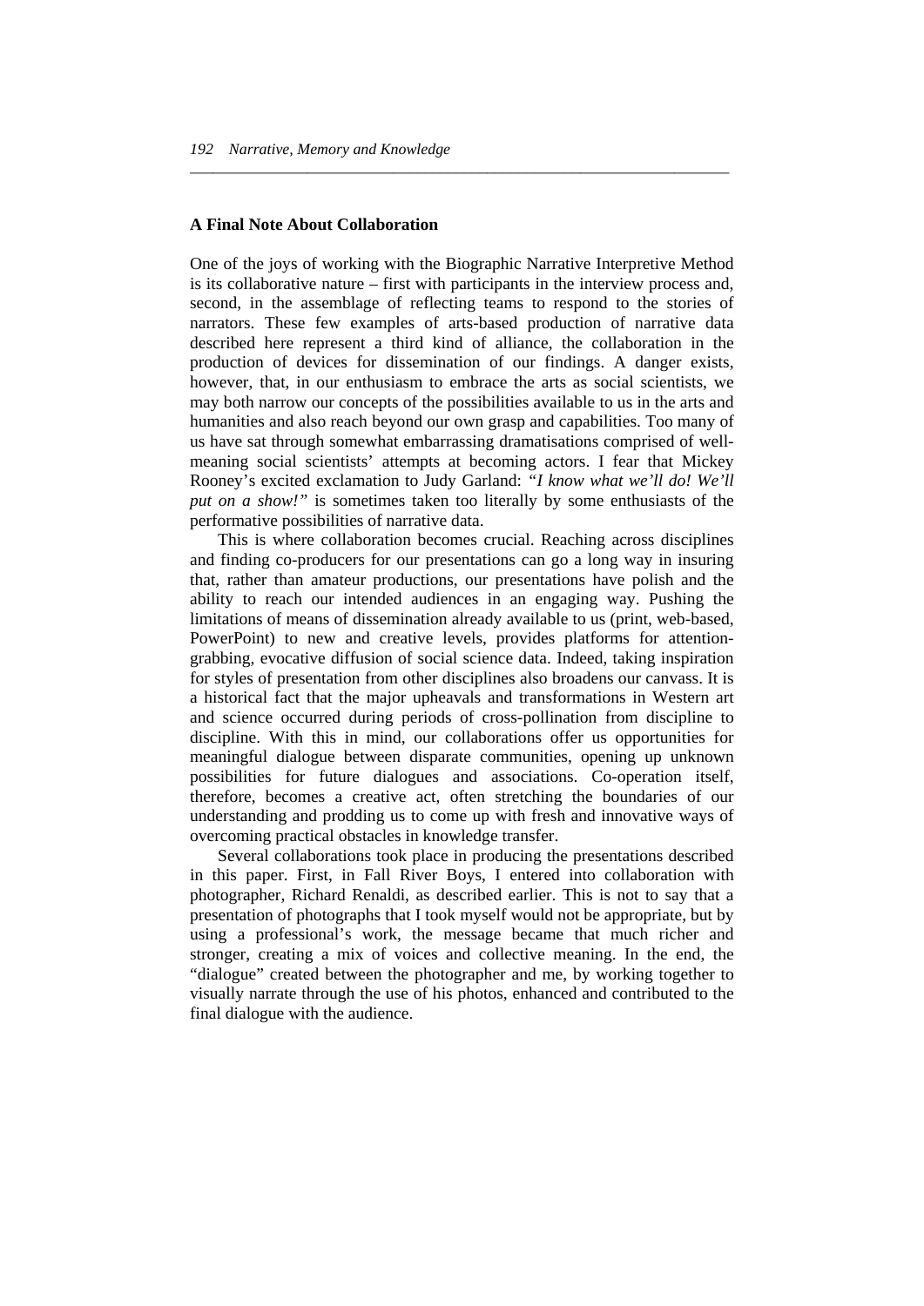### A Final Note About Collaboration

One of the joys of working with the Biographic Narrative Interpretive Method is its collaborative nature – first with participants in the interview process and, second, in the assemblage of reflecting teams to respond to the stories of narrators. These few examples of arts-based production of narrative data described here represent a third kind of alliance, the collaboration in the production of devices for dissemination of our findings. A danger exists, however, that, in our enthusiasm to embrace the arts as social scientists, we may both narrow our concepts of the possibilities available to us in the arts and humanities and also reach beyond our own grasp and capabilities. Too many of us have sat through somewhat embarrassing dramatisations comprised of well-meaning social scientists' attempts at becoming actors. I fear that Mickey Rooney's excited exclamation to Judy Garland: *"I know what we'll do! We'll put on a show!"* is sometimes taken too literally by some enthusiasts of the performative possibilities of narrative data.

This is where collaboration becomes crucial. Reaching across disciplines and finding co-producers for our presentations can go a long way in insuring that, rather than amateur productions, our presentations have polish and the ability to reach our intended audiences in an engaging way. Pushing the limitations of means of dissemination already available to us (print, web-based, PowerPoint) to new and creative levels, provides platforms for attention-grabbing, evocative diffusion of social science data. Indeed, taking inspiration for styles of presentation from other disciplines also broadens our canvass. It is a historical fact that the major upheavals and transformations in Western art and science occurred during periods of cross-pollination from discipline to discipline. With this in mind, our collaborations offer us opportunities for meaningful dialogue between disparate communities, opening up unknown possibilities for future dialogues and associations. Co-operation itself, therefore, becomes a creative act, often stretching the boundaries of our understanding and prodding us to come up with fresh and innovative ways of overcoming practical obstacles in knowledge transfer.

Several collaborations took place in producing the presentations described in this paper. First, in Fall River Boys, I entered into collaboration with photographer, Richard Renaldi, as described earlier. This is not to say that a presentation of photographs that I took myself would not be appropriate, but by using a professional's work, the message became that much richer and stronger, creating a mix of voices and collective meaning. In the end, the "dialogue" created between the photographer and me, by working together to visually narrate through the use of his photos, enhanced and contributed to the final dialogue with the audience.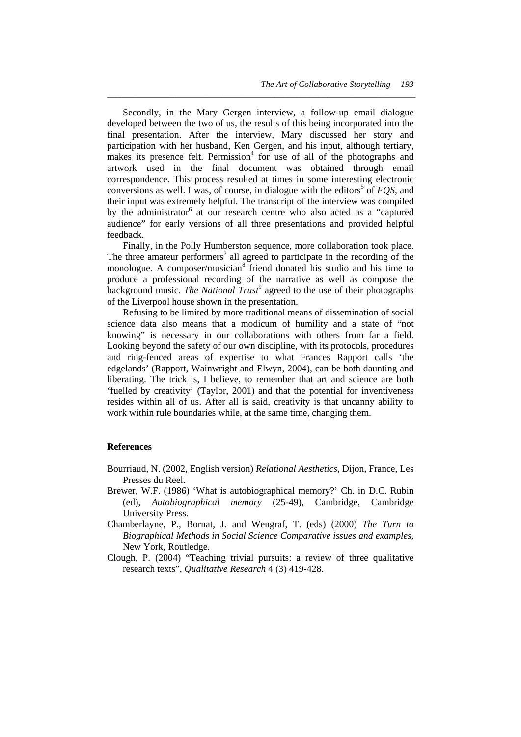Secondly, in the Mary Gergen interview, a follow-up email dialogue developed between the two of us, the results of this being incorporated into the final presentation. After the interview, Mary discussed her story and participation with her husband, Ken Gergen, and his input, although tertiary, makes its presence felt. Permission[4] for use of all of the photographs and artwork used in the final document was obtained through email correspondence. This process resulted at times in some interesting electronic conversions as well. I was, of course, in dialogue with the editors[5] of *FQS*, and their input was extremely helpful. The transcript of the interview was compiled by the administrator[6] at our research centre who also acted as a "captured audience" for early versions of all three presentations and provided helpful feedback.

Finally, in the Polly Humberston sequence, more collaboration took place. The three amateur performers[7] all agreed to participate in the recording of the monologue. A composer/musician[8] friend donated his studio and his time to produce a professional recording of the narrative as well as compose the background music. *The National Trust*[9] agreed to the use of their photographs of the Liverpool house shown in the presentation.

Refusing to be limited by more traditional means of dissemination of social science data also means that a modicum of humility and a state of "not knowing" is necessary in our collaborations with others from far a field. Looking beyond the safety of our own discipline, with its protocols, procedures and ring-fenced areas of expertise to what Frances Rapport calls 'the edgelands' (Rapport, Wainwright and Elwyn, 2004), can be both daunting and liberating. The trick is, I believe, to remember that art and science are both 'fuelled by creativity' (Taylor, 2001) and that the potential for inventiveness resides within all of us. After all is said, creativity is that uncanny ability to work within rule boundaries while, at the same time, changing them.

## References

Bourriaud, N. (2002, English version) *Relational Aesthetics*, Dijon, France, Les Presses du Reel.

Brewer, W.F. (1986) 'What is autobiographical memory?' Ch. in D.C. Rubin (ed), *Autobiographical memory* (25-49), Cambridge, Cambridge University Press.

Chamberlayne, P., Bornat, J. and Wengraf, T. (eds) (2000) *The Turn to Biographical Methods in Social Science Comparative issues and examples*, New York, Routledge.

Clough, P. (2004) "Teaching trivial pursuits: a review of three qualitative research texts", *Qualitative Research* 4 (3) 419-428.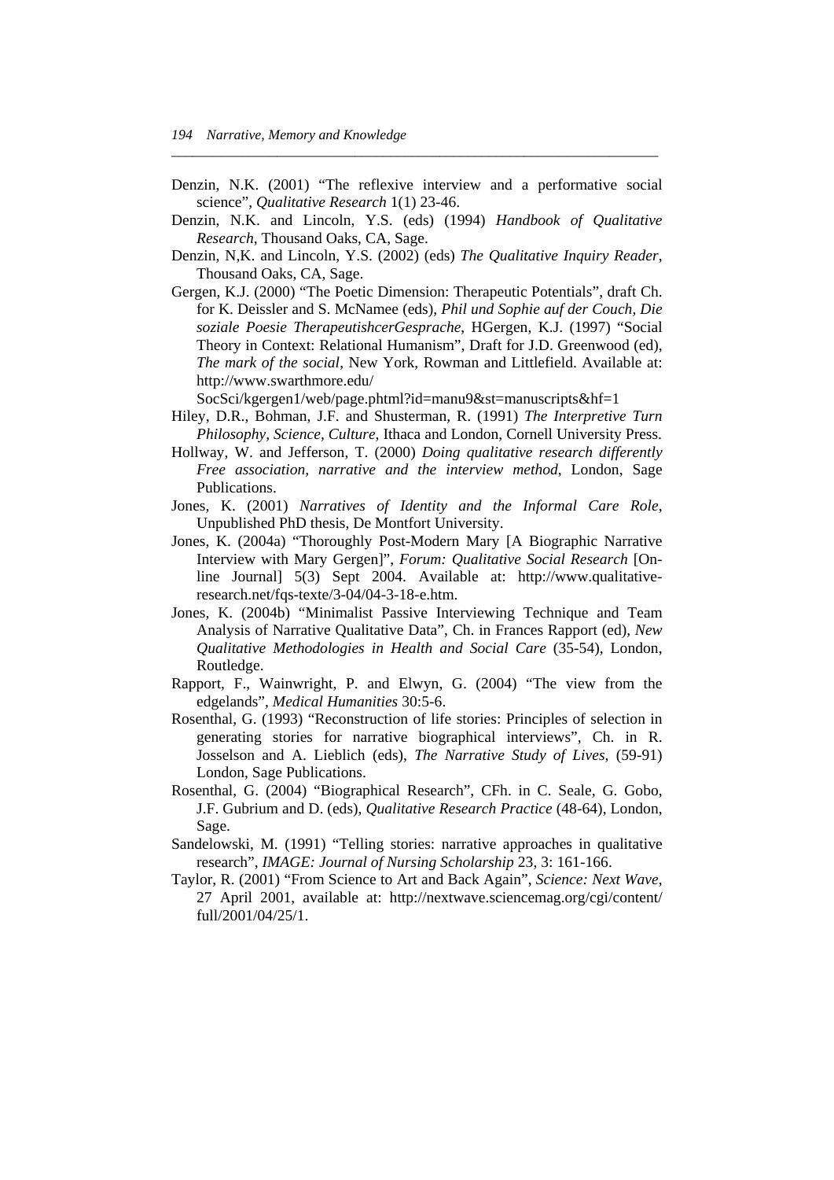Denzin, N.K. (2001) "The reflexive interview and a performative social science", *Qualitative Research* 1(1) 23-46.

Denzin, N.K. and Lincoln, Y.S. (eds) (1994) *Handbook of Qualitative Research*, Thousand Oaks, CA, Sage.

Denzin, N,K. and Lincoln, Y.S. (2002) (eds) *The Qualitative Inquiry Reader*, Thousand Oaks, CA, Sage.

Gergen, K.J. (2000) "The Poetic Dimension: Therapeutic Potentials", draft Ch. for K. Deissler and S. McNamee (eds), *Phil und Sophie auf der Couch, Die soziale Poesie TherapeutishcerGesprache*, HGergen, K.J. (1997) "Social Theory in Context: Relational Humanism", Draft for J.D. Greenwood (ed), *The mark of the social*, New York, Rowman and Littlefield. Available at: http://www.swarthmore.edu/SocSci/kgergen1/web/page.phtml?id=manu9&st=manuscripts&hf=1

Hiley, D.R., Bohman, J.F. and Shusterman, R. (1991) *The Interpretive Turn Philosophy, Science, Culture*, Ithaca and London, Cornell University Press.

Hollway, W. and Jefferson, T. (2000) *Doing qualitative research differently Free association, narrative and the interview method*, London, Sage Publications.

Jones, K. (2001) *Narratives of Identity and the Informal Care Role*, Unpublished PhD thesis, De Montfort University.

Jones, K. (2004a) "Thoroughly Post-Modern Mary [A Biographic Narrative Interview with Mary Gergen]", *Forum: Qualitative Social Research* [On-line Journal] 5(3) Sept 2004. Available at: http://www.qualitative-research.net/fqs-texte/3-04/04-3-18-e.htm.

Jones, K. (2004b) "Minimalist Passive Interviewing Technique and Team Analysis of Narrative Qualitative Data", Ch. in Frances Rapport (ed), *New Qualitative Methodologies in Health and Social Care* (35-54), London, Routledge.

Rapport, F., Wainwright, P. and Elwyn, G. (2004) "The view from the edgelands", *Medical Humanities* 30:5-6.

Rosenthal, G. (1993) "Reconstruction of life stories: Principles of selection in generating stories for narrative biographical interviews", Ch. in R. Josselson and A. Lieblich (eds), *The Narrative Study of Lives*, (59-91) London, Sage Publications.

Rosenthal, G. (2004) "Biographical Research", CFh. in C. Seale, G. Gobo, J.F. Gubrium and D. (eds), *Qualitative Research Practice* (48-64), London, Sage.

Sandelowski, M. (1991) "Telling stories: narrative approaches in qualitative research", *IMAGE: Journal of Nursing Scholarship* 23, 3: 161-166.

Taylor, R. (2001) "From Science to Art and Back Again", *Science: Next Wave*, 27 April 2001, available at: http://nextwave.sciencemag.org/cgi/content/full/2001/04/25/1.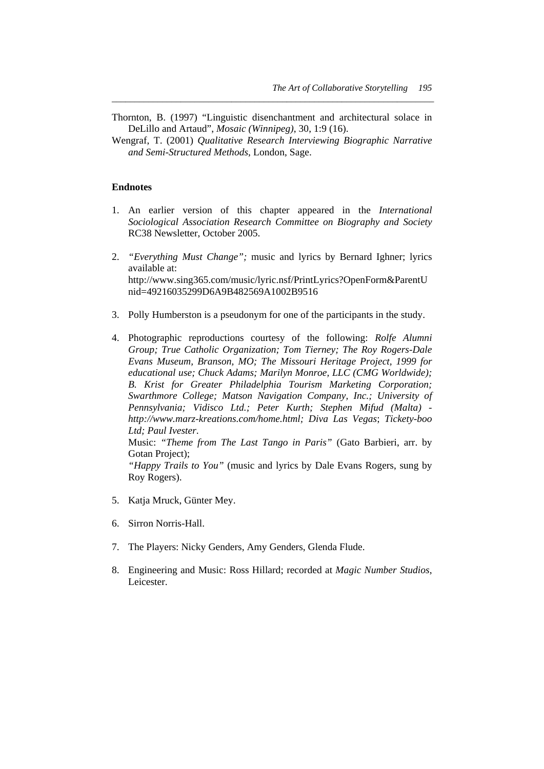Thornton, B. (1997) "Linguistic disenchantment and architectural solace in DeLillo and Artaud", *Mosaic (Winnipeg)*, 30, 1:9 (16).

Wengraf, T. (2001) *Qualitative Research Interviewing Biographic Narrative and Semi-Structured Methods*, London, Sage.

### Endnotes

1. An earlier version of this chapter appeared in the *International Sociological Association Research Committee on Biography and Society* RC38 Newsletter, October 2005.

2. *"Everything Must Change";* music and lyrics by Bernard Ighner; lyrics available at: http://www.sing365.com/music/lyric.nsf/PrintLyrics?OpenForm&ParentUnid=49216035299D6A9B482569A1002B9516

3. Polly Humberston is a pseudonym for one of the participants in the study.

4. Photographic reproductions courtesy of the following: *Rolfe Alumni Group; True Catholic Organization; Tom Tierney; The Roy Rogers-Dale Evans Museum, Branson, MO; The Missouri Heritage Project, 1999 for educational use; Chuck Adams; Marilyn Monroe, LLC (CMG Worldwide); B. Krist for Greater Philadelphia Tourism Marketing Corporation; Swarthmore College; Matson Navigation Company, Inc.; University of Pennsylvania; Vidisco Ltd.; Peter Kurth; Stephen Mifud (Malta) - http://www.marz-kreations.com/home.html; Diva Las Vegas*; *Tickety-boo Ltd; Paul Ivester*.
   Music: *"Theme from The Last Tango in Paris"* (Gato Barbieri, arr. by Gotan Project);
   *"Happy Trails to You"* (music and lyrics by Dale Evans Rogers, sung by Roy Rogers).

5. Katja Mruck, Günter Mey.

6. Sirron Norris-Hall.

7. The Players: Nicky Genders, Amy Genders, Glenda Flude.

8. Engineering and Music: Ross Hillard; recorded at *Magic Number Studios*, Leicester.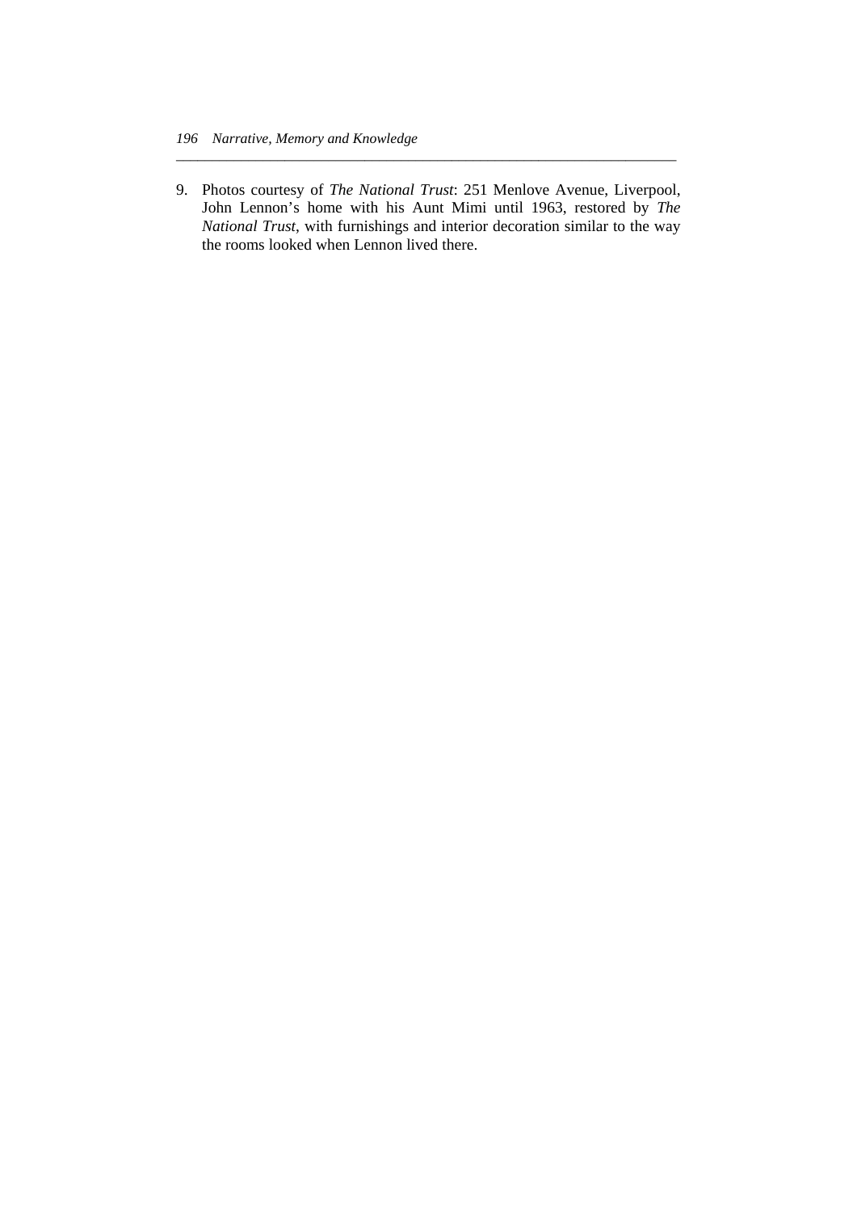9. Photos courtesy of *The National Trust*: 251 Menlove Avenue, Liverpool, John Lennon's home with his Aunt Mimi until 1963, restored by *The National Trust*, with furnishings and interior decoration similar to the way the rooms looked when Lennon lived there.